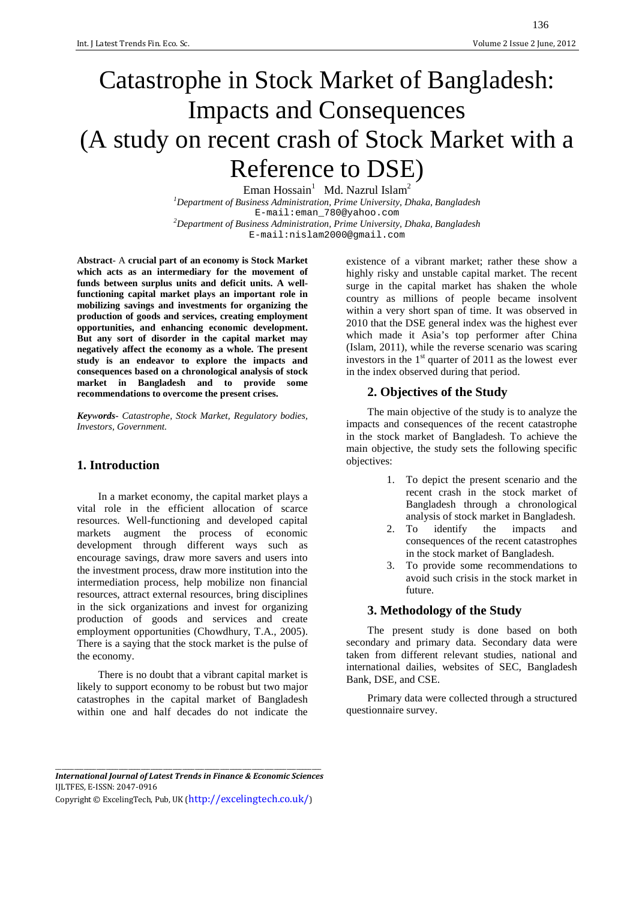# Catastrophe in Stock Market of Bangladesh: Impacts and Consequences (A study on recent crash of Stock Market with a Reference to DSE)

Eman Hossain[1] Md. Nazrul Islam[2]

[1]Department of Business Administration, Prime University, Dhaka, Bangladesh
E-mail:eman_780@yahoo.com

[2]Department of Business Administration, Prime University, Dhaka, Bangladesh
E-mail:nislam2000@gmail.com

**Abstract**- A **crucial part of an economy is Stock Market which acts as an intermediary for the movement of funds between surplus units and deficit units. A well-functioning capital market plays an important role in mobilizing savings and investments for organizing the production of goods and services, creating employment opportunities, and enhancing economic development. But any sort of disorder in the capital market may negatively affect the economy as a whole. The present study is an endeavor to explore the impacts and consequences based on a chronological analysis of stock market in Bangladesh and to provide some recommendations to overcome the present crises.**

***Keywords***- *Catastrophe, Stock Market, Regulatory bodies, Investors, Government.*

## 1. Introduction

In a market economy, the capital market plays a vital role in the efficient allocation of scarce resources. Well-functioning and developed capital markets augment the process of economic development through different ways such as encourage savings, draw more savers and users into the investment process, draw more institution into the intermediation process, help mobilize non financial resources, attract external resources, bring disciplines in the sick organizations and invest for organizing production of goods and services and create employment opportunities (Chowdhury, T.A., 2005). There is a saying that the stock market is the pulse of the economy.

There is no doubt that a vibrant capital market is likely to support economy to be robust but two major catastrophes in the capital market of Bangladesh within one and half decades do not indicate the existence of a vibrant market; rather these show a highly risky and unstable capital market. The recent surge in the capital market has shaken the whole country as millions of people became insolvent within a very short span of time. It was observed in 2010 that the DSE general index was the highest ever which made it Asia's top performer after China (Islam, 2011), while the reverse scenario was scaring investors in the 1st quarter of 2011 as the lowest ever in the index observed during that period.

## 2. Objectives of the Study

The main objective of the study is to analyze the impacts and consequences of the recent catastrophe in the stock market of Bangladesh. To achieve the main objective, the study sets the following specific objectives:

1. To depict the present scenario and the recent crash in the stock market of Bangladesh through a chronological analysis of stock market in Bangladesh.
2. To identify the impacts and consequences of the recent catastrophes in the stock market of Bangladesh.
3. To provide some recommendations to avoid such crisis in the stock market in future.

## 3. Methodology of the Study

The present study is done based on both secondary and primary data. Secondary data were taken from different relevant studies, national and international dailies, websites of SEC, Bangladesh Bank, DSE, and CSE.

Primary data were collected through a structured questionnaire survey.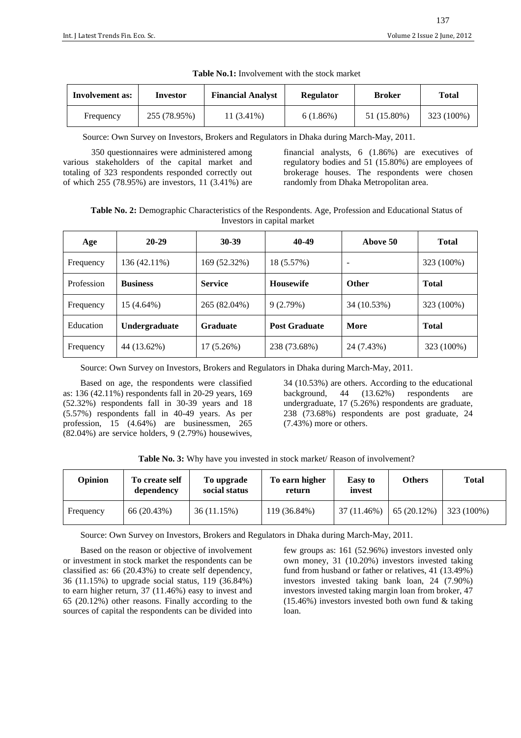**Table No.1:** Involvement with the stock market

| Involvement as: | Investor | Financial Analyst | Regulator | Broker | Total |
|---|---|---|---|---|---|
| Frequency | 255 (78.95%) | 11 (3.41%) | 6 (1.86%) | 51 (15.80%) | 323 (100%) |

Source: Own Survey on Investors, Brokers and Regulators in Dhaka during March-May, 2011.

350 questionnaires were administered among various stakeholders of the capital market and totaling of 323 respondents responded correctly out of which 255 (78.95%) are investors, 11 (3.41%) are financial analysts, 6 (1.86%) are executives of regulatory bodies and 51 (15.80%) are employees of brokerage houses. The respondents were chosen randomly from Dhaka Metropolitan area.

**Table No. 2:** Demographic Characteristics of the Respondents. Age, Profession and Educational Status of Investors in capital market

| Age | 20-29 | 30-39 | 40-49 | Above 50 | Total |
|---|---|---|---|---|---|
| Frequency | 136 (42.11%) | 169 (52.32%) | 18 (5.57%) | - | 323 (100%) |
| Profession | **Business** | **Service** | **Housewife** | **Other** | **Total** |
| Frequency | 15 (4.64%) | 265 (82.04%) | 9 (2.79%) | 34 (10.53%) | 323 (100%) |
| Education | **Undergraduate** | **Graduate** | **Post Graduate** | **More** | **Total** |
| Frequency | 44 (13.62%) | 17 (5.26%) | 238 (73.68%) | 24 (7.43%) | 323 (100%) |

Source: Own Survey on Investors, Brokers and Regulators in Dhaka during March-May, 2011.

Based on age, the respondents were classified as: 136 (42.11%) respondents fall in 20-29 years, 169 (52.32%) respondents fall in 30-39 years and 18 (5.57%) respondents fall in 40-49 years. As per profession, 15 (4.64%) are businessmen, 265 (82.04%) are service holders, 9 (2.79%) housewives, 34 (10.53%) are others. According to the educational background, 44 (13.62%) respondents are undergraduate, 17 (5.26%) respondents are graduate, 238 (73.68%) respondents are post graduate, 24 (7.43%) more or others.

**Table No. 3:** Why have you invested in stock market/ Reason of involvement?

| Opinion | To create self dependency | To upgrade social status | To earn higher return | Easy to invest | Others | Total |
|---|---|---|---|---|---|---|
| Frequency | 66 (20.43%) | 36 (11.15%) | 119 (36.84%) | 37 (11.46%) | 65 (20.12%) | 323 (100%) |

Source: Own Survey on Investors, Brokers and Regulators in Dhaka during March-May, 2011.

Based on the reason or objective of involvement or investment in stock market the respondents can be classified as: 66 (20.43%) to create self dependency, 36 (11.15%) to upgrade social status, 119 (36.84%) to earn higher return, 37 (11.46%) easy to invest and 65 (20.12%) other reasons. Finally according to the sources of capital the respondents can be divided into few groups as: 161 (52.96%) investors invested only own money, 31 (10.20%) investors invested taking fund from husband or father or relatives, 41 (13.49%) investors invested taking bank loan, 24 (7.90%) investors invested taking margin loan from broker, 47 (15.46%) investors invested both own fund & taking loan.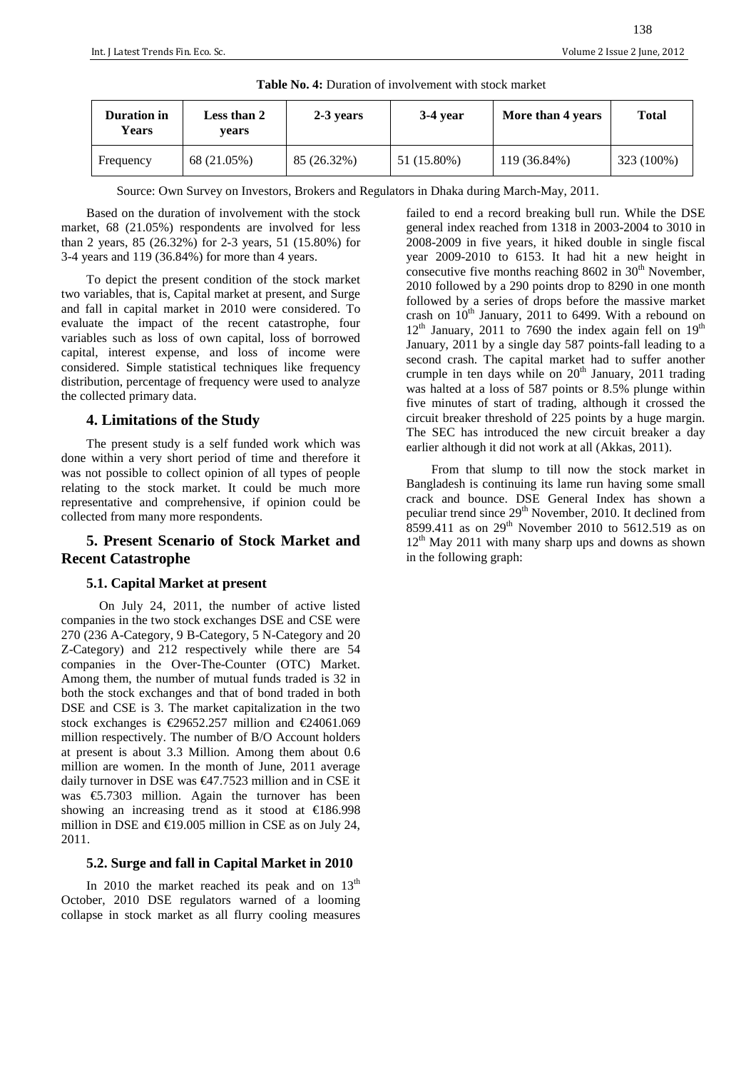**Table No. 4:** Duration of involvement with stock market

| Duration in Years | Less than 2 years | 2-3 years | 3-4 year | More than 4 years | Total |
|---|---|---|---|---|---|
| Frequency | 68 (21.05%) | 85 (26.32%) | 51 (15.80%) | 119 (36.84%) | 323 (100%) |

Source: Own Survey on Investors, Brokers and Regulators in Dhaka during March-May, 2011.

Based on the duration of involvement with the stock market, 68 (21.05%) respondents are involved for less than 2 years, 85 (26.32%) for 2-3 years, 51 (15.80%) for 3-4 years and 119 (36.84%) for more than 4 years.

To depict the present condition of the stock market two variables, that is, Capital market at present, and Surge and fall in capital market in 2010 were considered. To evaluate the impact of the recent catastrophe, four variables such as loss of own capital, loss of borrowed capital, interest expense, and loss of income were considered. Simple statistical techniques like frequency distribution, percentage of frequency were used to analyze the collected primary data.

## 4. Limitations of the Study

The present study is a self funded work which was done within a very short period of time and therefore it was not possible to collect opinion of all types of people relating to the stock market. It could be much more representative and comprehensive, if opinion could be collected from many more respondents.

## 5. Present Scenario of Stock Market and Recent Catastrophe

### 5.1. Capital Market at present

On July 24, 2011, the number of active listed companies in the two stock exchanges DSE and CSE were 270 (236 A-Category, 9 B-Category, 5 N-Category and 20 Z-Category) and 212 respectively while there are 54 companies in the Over-The-Counter (OTC) Market. Among them, the number of mutual funds traded is 32 in both the stock exchanges and that of bond traded in both DSE and CSE is 3. The market capitalization in the two stock exchanges is €29652.257 million and €24061.069 million respectively. The number of B/O Account holders at present is about 3.3 Million. Among them about 0.6 million are women. In the month of June, 2011 average daily turnover in DSE was €47.7523 million and in CSE it was €5.7303 million. Again the turnover has been showing an increasing trend as it stood at €186.998 million in DSE and €19.005 million in CSE as on July 24, 2011.

### 5.2. Surge and fall in Capital Market in 2010

In 2010 the market reached its peak and on 13th October, 2010 DSE regulators warned of a looming collapse in stock market as all flurry cooling measures failed to end a record breaking bull run. While the DSE general index reached from 1318 in 2003-2004 to 3010 in 2008-2009 in five years, it hiked double in single fiscal year 2009-2010 to 6153. It had hit a new height in consecutive five months reaching 8602 in 30th November, 2010 followed by a 290 points drop to 8290 in one month followed by a series of drops before the massive market crash on 10th January, 2011 to 6499. With a rebound on 12th January, 2011 to 7690 the index again fell on 19th January, 2011 by a single day 587 points-fall leading to a second crash. The capital market had to suffer another crumple in ten days while on 20th January, 2011 trading was halted at a loss of 587 points or 8.5% plunge within five minutes of start of trading, although it crossed the circuit breaker threshold of 225 points by a huge margin. The SEC has introduced the new circuit breaker a day earlier although it did not work at all (Akkas, 2011).

From that slump to till now the stock market in Bangladesh is continuing its lame run having some small crack and bounce. DSE General Index has shown a peculiar trend since 29th November, 2010. It declined from 8599.411 as on 29th November 2010 to 5612.519 as on 12th May 2011 with many sharp ups and downs as shown in the following graph: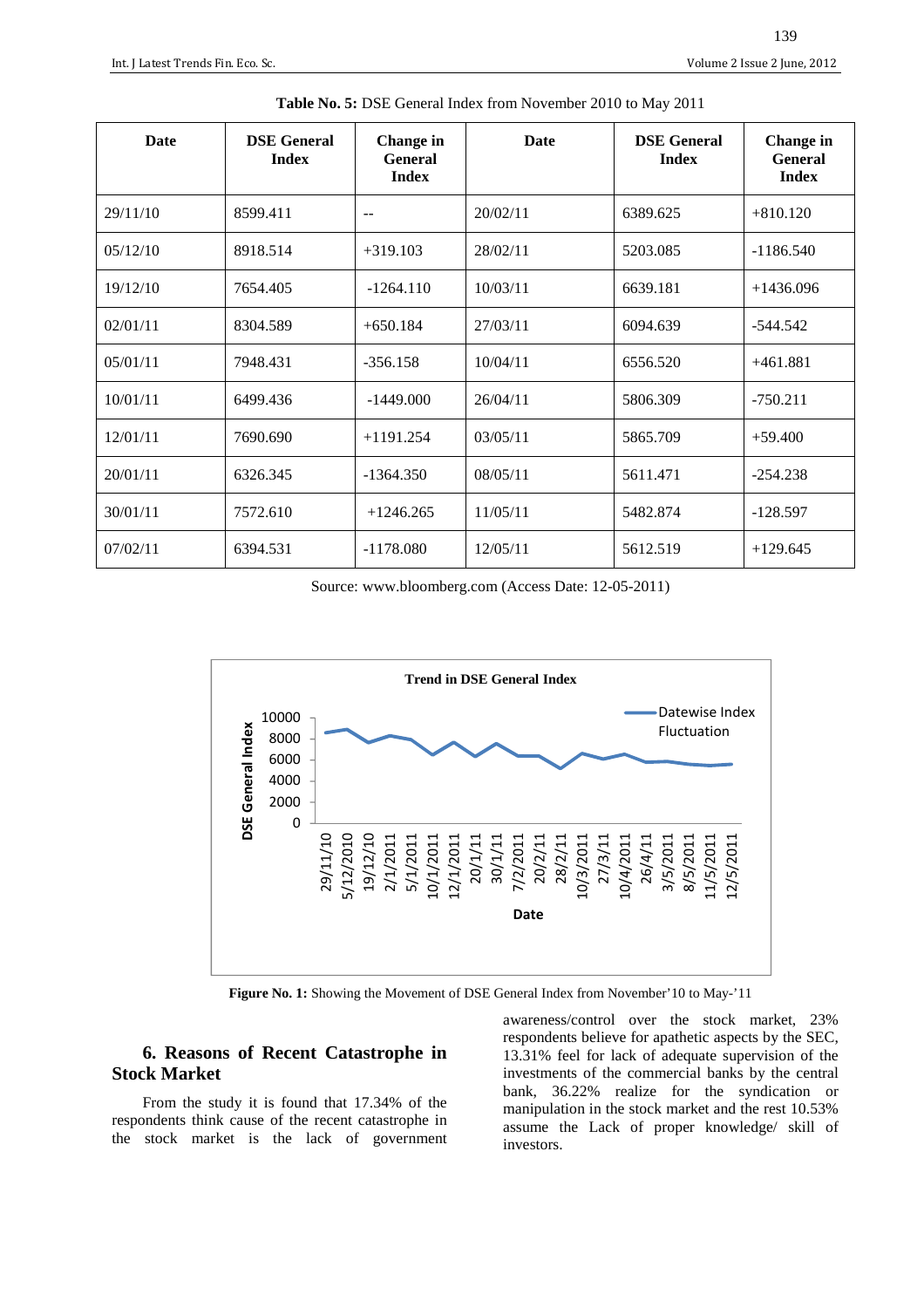**Table No. 5:** DSE General Index from November 2010 to May 2011

| Date | DSE General Index | Change in General Index | Date | DSE General Index | Change in General Index |
|---|---|---|---|---|---|
| 29/11/10 | 8599.411 | -- | 20/02/11 | 6389.625 | +810.120 |
| 05/12/10 | 8918.514 | +319.103 | 28/02/11 | 5203.085 | -1186.540 |
| 19/12/10 | 7654.405 | -1264.110 | 10/03/11 | 6639.181 | +1436.096 |
| 02/01/11 | 8304.589 | +650.184 | 27/03/11 | 6094.639 | -544.542 |
| 05/01/11 | 7948.431 | -356.158 | 10/04/11 | 6556.520 | +461.881 |
| 10/01/11 | 6499.436 | -1449.000 | 26/04/11 | 5806.309 | -750.211 |
| 12/01/11 | 7690.690 | +1191.254 | 03/05/11 | 5865.709 | +59.400 |
| 20/01/11 | 6326.345 | -1364.350 | 08/05/11 | 5611.471 | -254.238 |
| 30/01/11 | 7572.610 | +1246.265 | 11/05/11 | 5482.874 | -128.597 |
| 07/02/11 | 6394.531 | -1178.080 | 12/05/11 | 5612.519 | +129.645 |

Source: www.bloomberg.com (Access Date: 12-05-2011)

**Figure No. 1:** Showing the Movement of DSE General Index from November'10 to May-'11

## 6. Reasons of Recent Catastrophe in Stock Market

From the study it is found that 17.34% of the respondents think cause of the recent catastrophe in the stock market is the lack of government awareness/control over the stock market, 23% respondents believe for apathetic aspects by the SEC, 13.31% feel for lack of adequate supervision of the investments of the commercial banks by the central bank, 36.22% realize for the syndication or manipulation in the stock market and the rest 10.53% assume the Lack of proper knowledge/ skill of investors.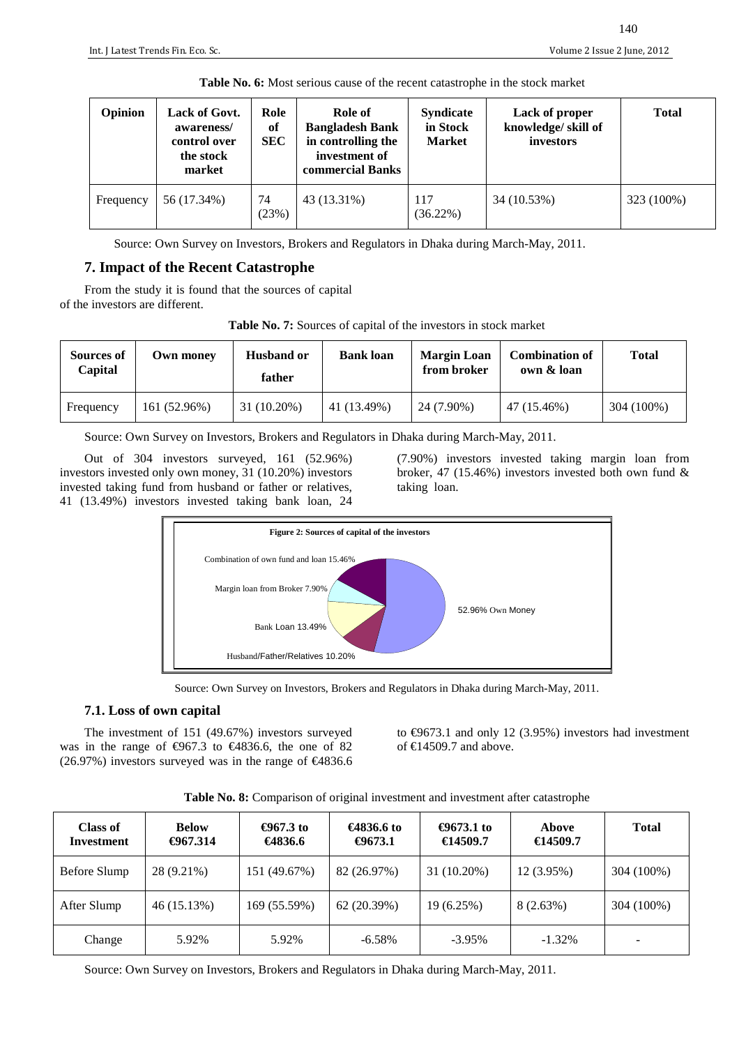**Table No. 6:** Most serious cause of the recent catastrophe in the stock market

| Opinion | Lack of Govt. awareness/ control over the stock market | Role of SEC | Role of Bangladesh Bank in controlling the investment of commercial Banks | Syndicate in Stock Market | Lack of proper knowledge/ skill of investors | Total |
|---|---|---|---|---|---|---|
| Frequency | 56 (17.34%) | 74 (23%) | 43 (13.31%) | 117 (36.22%) | 34 (10.53%) | 323 (100%) |

Source: Own Survey on Investors, Brokers and Regulators in Dhaka during March-May, 2011.

## 7. Impact of the Recent Catastrophe

From the study it is found that the sources of capital of the investors are different.

**Table No. 7:** Sources of capital of the investors in stock market

| Sources of Capital | Own money | Husband or father | Bank loan | Margin Loan from broker | Combination of own & loan | Total |
|---|---|---|---|---|---|---|
| Frequency | 161 (52.96%) | 31 (10.20%) | 41 (13.49%) | 24 (7.90%) | 47 (15.46%) | 304 (100%) |

Source: Own Survey on Investors, Brokers and Regulators in Dhaka during March-May, 2011.

Out of 304 investors surveyed, 161 (52.96%) investors invested only own money, 31 (10.20%) investors invested taking fund from husband or father or relatives, 41 (13.49%) investors invested taking bank loan, 24 (7.90%) investors invested taking margin loan from broker, 47 (15.46%) investors invested both own fund & taking loan.

**Figure 2: Sources of capital of the investors**

Combination of own fund and loan 15.46%
Margin loan from Broker 7.90%
Bank Loan 13.49%
Husband/Father/Relatives 10.20%
52.96% Own Money

Source: Own Survey on Investors, Brokers and Regulators in Dhaka during March-May, 2011.

### 7.1. Loss of own capital

The investment of 151 (49.67%) investors surveyed was in the range of €967.3 to €4836.6, the one of 82 (26.97%) investors surveyed was in the range of €4836.6 to €9673.1 and only 12 (3.95%) investors had investment of €14509.7 and above.

**Table No. 8:** Comparison of original investment and investment after catastrophe

| Class of Investment | Below €967.314 | €967.3 to €4836.6 | €4836.6 to €9673.1 | €9673.1 to €14509.7 | Above €14509.7 | Total |
|---|---|---|---|---|---|---|
| Before Slump | 28 (9.21%) | 151 (49.67%) | 82 (26.97%) | 31 (10.20%) | 12 (3.95%) | 304 (100%) |
| After Slump | 46 (15.13%) | 169 (55.59%) | 62 (20.39%) | 19 (6.25%) | 8 (2.63%) | 304 (100%) |
| Change | 5.92% | 5.92% | -6.58% | -3.95% | -1.32% | - |

Source: Own Survey on Investors, Brokers and Regulators in Dhaka during March-May, 2011.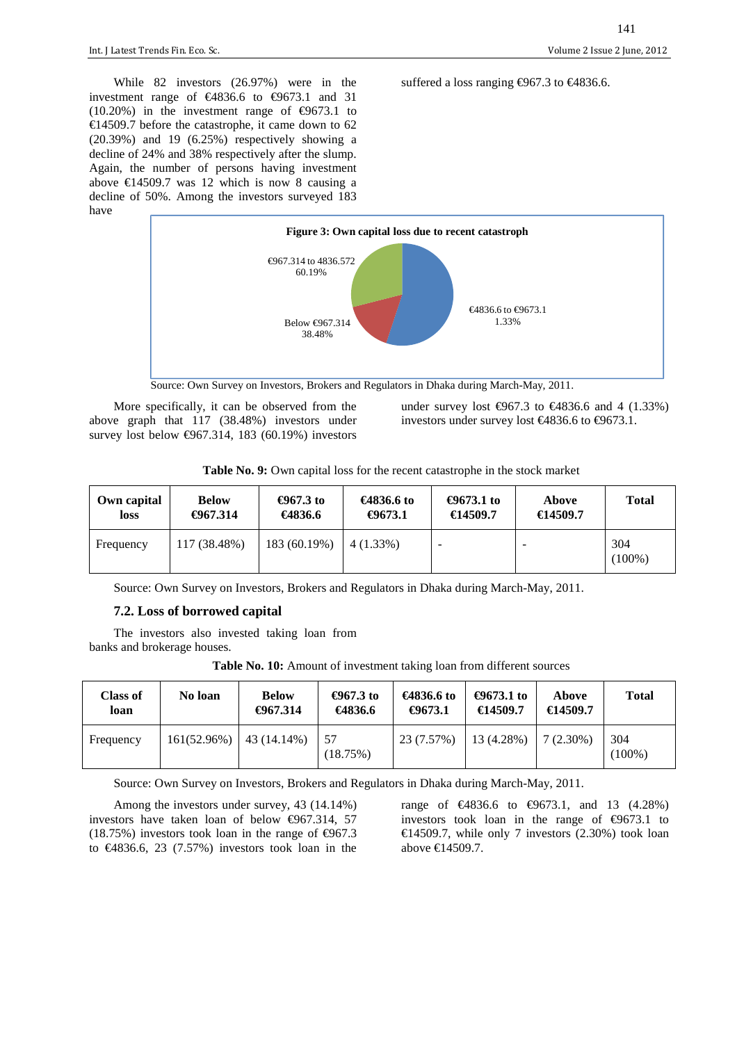While 82 investors (26.97%) were in the investment range of €4836.6 to €9673.1 and 31 (10.20%) in the investment range of €9673.1 to €14509.7 before the catastrophe, it came down to 62 (20.39%) and 19 (6.25%) respectively showing a decline of 24% and 38% respectively after the slump. Again, the number of persons having investment above €14509.7 was 12 which is now 8 causing a decline of 50%. Among the investors surveyed 183 have suffered a loss ranging €967.3 to €4836.6.

**Figure 3: Own capital loss due to recent catastroph**

€967.314 to 4836.572 60.19%

Below €967.314 38.48%

€4836.6 to €9673.1 1.33%

Source: Own Survey on Investors, Brokers and Regulators in Dhaka during March-May, 2011.

More specifically, it can be observed from the above graph that 117 (38.48%) investors under survey lost below €967.314, 183 (60.19%) investors under survey lost €967.3 to €4836.6 and 4 (1.33%) investors under survey lost €4836.6 to €9673.1.

**Table No. 9:** Own capital loss for the recent catastrophe in the stock market

| Own capital loss | Below €967.314 | €967.3 to €4836.6 | €4836.6 to €9673.1 | €9673.1 to €14509.7 | Above €14509.7 | Total |
|---|---|---|---|---|---|---|
| Frequency | 117 (38.48%) | 183 (60.19%) | 4 (1.33%) | - | - | 304 (100%) |

Source: Own Survey on Investors, Brokers and Regulators in Dhaka during March-May, 2011.

### 7.2. Loss of borrowed capital

The investors also invested taking loan from banks and brokerage houses.

**Table No. 10:** Amount of investment taking loan from different sources

| Class of loan | No loan | Below €967.314 | €967.3 to €4836.6 | €4836.6 to €9673.1 | €9673.1 to €14509.7 | Above €14509.7 | Total |
|---|---|---|---|---|---|---|---|
| Frequency | 161(52.96%) | 43 (14.14%) | 57 (18.75%) | 23 (7.57%) | 13 (4.28%) | 7 (2.30%) | 304 (100%) |

Source: Own Survey on Investors, Brokers and Regulators in Dhaka during March-May, 2011.

Among the investors under survey, 43 (14.14%) investors have taken loan of below €967.314, 57 (18.75%) investors took loan in the range €967.3 to €4836.6, 23 (7.57%) investors took loan in the range of €4836.6 to €9673.1, and 13 (4.28%) investors took loan in the range of €9673.1 to €14509.7, while only 7 investors (2.30%) took loan above €14509.7.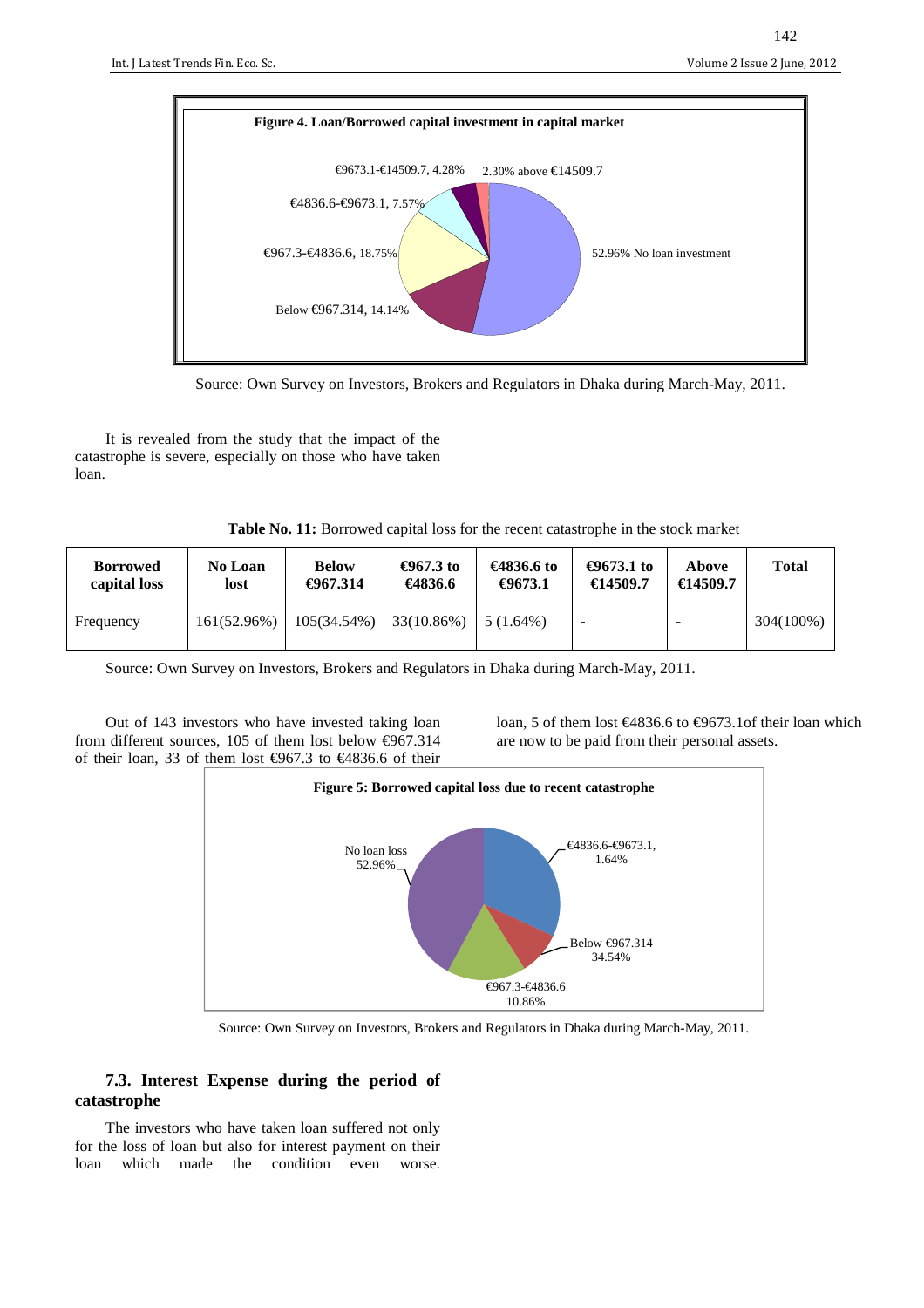**Figure 4. Loan/Borrowed capital investment in capital market**

€9673.1-€14509.7, 4.28% | 2.30% above €14509.7 | €4836.6-€9673.1, 7.57% | €967.3-€4836.6, 18.75% | Below €967.314, 14.14% | 52.96% No loan investment

Source: Own Survey on Investors, Brokers and Regulators in Dhaka during March-May, 2011.

It is revealed from the study that the impact of the catastrophe is severe, especially on those who have taken loan.

**Table No. 11:** Borrowed capital loss for the recent catastrophe in the stock market

| Borrowed capital loss | No Loan lost | Below €967.314 | €967.3 to €4836.6 | €4836.6 to €9673.1 | €9673.1 to €14509.7 | Above €14509.7 | Total |
|---|---|---|---|---|---|---|---|
| Frequency | 161(52.96%) | 105(34.54%) | 33(10.86%) | 5 (1.64%) | - | - | 304(100%) |

Source: Own Survey on Investors, Brokers and Regulators in Dhaka during March-May, 2011.

Out of 143 investors who have invested taking loan from different sources, 105 of them lost below €967.314 of their loan, 33 of them lost €967.3 to €4836.6 of their loan, 5 of them lost €4836.6 to €9673.1of their loan which are now to be paid from their personal assets.

**Figure 5: Borrowed capital loss due to recent catastrophe**

No loan loss 52.96% | €4836.6-€9673.1, 1.64% | Below €967.314 34.54% | €967.3-€4836.6 10.86%

Source: Own Survey on Investors, Brokers and Regulators in Dhaka during March-May, 2011.

### 7.3. Interest Expense during the period of catastrophe

The investors who have taken loan suffered not only for the loss of loan but also for interest payment on their loan which made the condition even worse.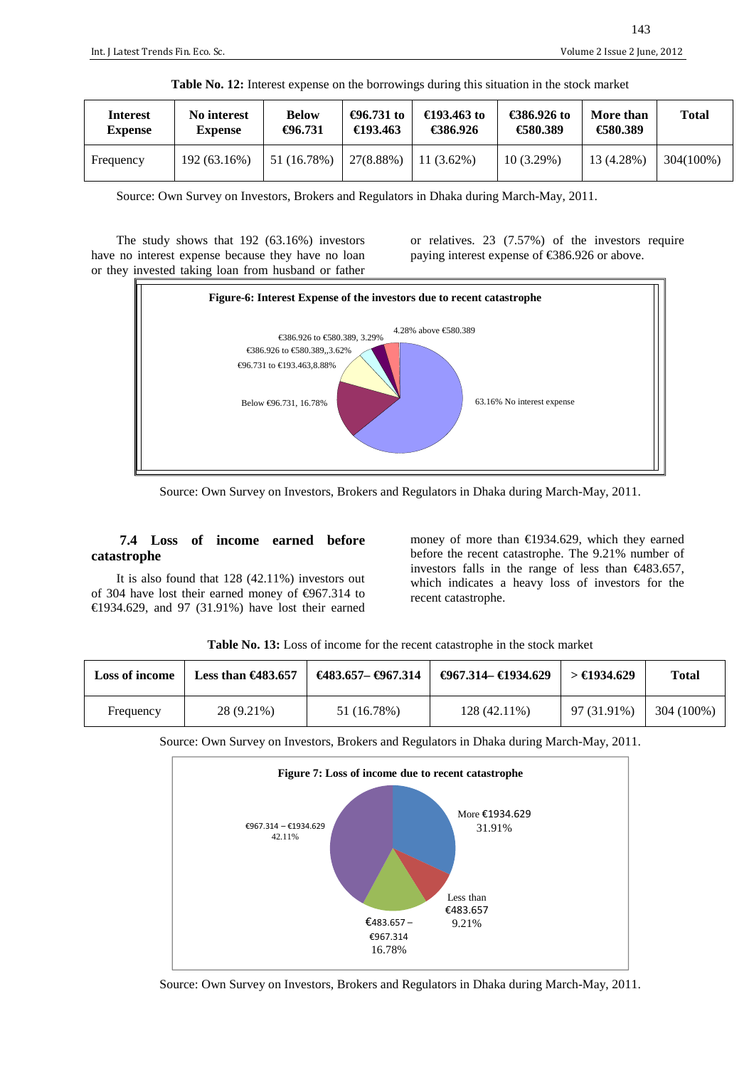**Table No. 12:** Interest expense on the borrowings during this situation in the stock market

| Interest Expense | No interest Expense | Below €96.731 | €96.731 to €193.463 | €193.463 to €386.926 | €386.926 to €580.389 | More than €580.389 | Total |
|---|---|---|---|---|---|---|---|
| Frequency | 192 (63.16%) | 51 (16.78%) | 27(8.88%) | 11 (3.62%) | 10 (3.29%) | 13 (4.28%) | 304(100%) |

Source: Own Survey on Investors, Brokers and Regulators in Dhaka during March-May, 2011.

The study shows that 192 (63.16%) investors have no interest expense because they have no loan or they invested taking loan from husband or father or relatives. 23 (7.57%) of the investors require paying interest expense of €386.926 or above.

**Figure-6: Interest Expense of the investors due to recent catastrophe**

Source: Own Survey on Investors, Brokers and Regulators in Dhaka during March-May, 2011.

### 7.4 Loss of income earned before catastrophe

It is also found that 128 (42.11%) investors out of 304 have lost their earned money of €967.314 to €1934.629, and 97 (31.91%) have lost their earned money of more than €1934.629, which they earned before the recent catastrophe. The 9.21% number of investors falls in the range of less than €483.657, which indicates a heavy loss of investors for the recent catastrophe.

**Table No. 13:** Loss of income for the recent catastrophe in the stock market

| Loss of income | Less than €483.657 | €483.657– €967.314 | €967.314– €1934.629 | > €1934.629 | Total |
|---|---|---|---|---|---|
| Frequency | 28 (9.21%) | 51 (16.78%) | 128 (42.11%) | 97 (31.91%) | 304 (100%) |

Source: Own Survey on Investors, Brokers and Regulators in Dhaka during March-May, 2011.

**Figure 7: Loss of income due to recent catastrophe**

Source: Own Survey on Investors, Brokers and Regulators in Dhaka during March-May, 2011.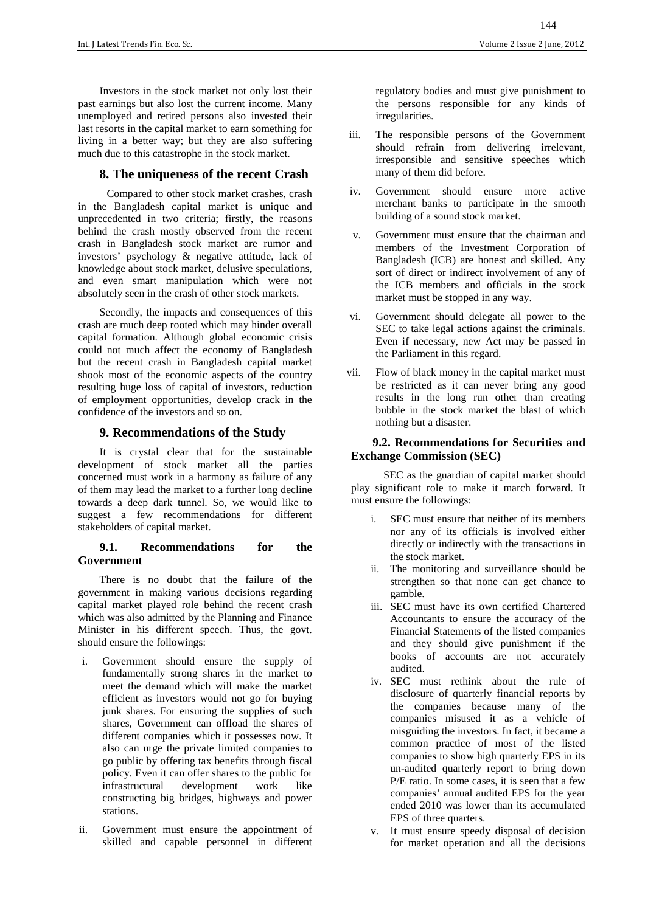Investors in the stock market not only lost their past earnings but also lost the current income. Many unemployed and retired persons also invested their last resorts in the capital market to earn something for living in a better way; but they are also suffering much due to this catastrophe in the stock market.

## 8. The uniqueness of the recent Crash

Compared to other stock market crashes, crash in the Bangladesh capital market is unique and unprecedented in two criteria; firstly, the reasons behind the crash mostly observed from the recent crash in Bangladesh stock market are rumor and investors' psychology & negative attitude, lack of knowledge about stock market, delusive speculations, and even smart manipulation which were not absolutely seen in the crash of other stock markets.

Secondly, the impacts and consequences of this crash are much deep rooted which may hinder overall capital formation. Although global economic crisis could not much affect the economy of Bangladesh but the recent crash in Bangladesh capital market shook most of the economic aspects of the country resulting huge loss of capital of investors, reduction of employment opportunities, develop crack in the confidence of the investors and so on.

## 9. Recommendations of the Study

It is crystal clear that for the sustainable development of stock market all the parties concerned must work in a harmony as failure of any of them may lead the market to a further long decline towards a deep dark tunnel. So, we would like to suggest a few recommendations for different stakeholders of capital market.

### 9.1. Recommendations for the Government

There is no doubt that the failure of the government in making various decisions regarding capital market played role behind the recent crash which was also admitted by the Planning and Finance Minister in his different speech. Thus, the govt. should ensure the followings:

i. Government should ensure the supply of fundamentally strong shares in the market to meet the demand which will make the market efficient as investors would not go for buying junk shares. For ensuring the supplies of such shares, Government can offload the shares of different companies which it possesses now. It also can urge the private limited companies to go public by offering tax benefits through fiscal policy. Even it can offer shares to the public for infrastructural development work like constructing big bridges, highways and power stations.

ii. Government must ensure the appointment of skilled and capable personnel in different regulatory bodies and must give punishment to the persons responsible for any kinds of irregularities.

iii. The responsible persons of the Government should refrain from delivering irrelevant, irresponsible and sensitive speeches which many of them did before.

iv. Government should ensure more active merchant banks to participate in the smooth building of a sound stock market.

v. Government must ensure that the chairman and members of the Investment Corporation of Bangladesh (ICB) are honest and skilled. Any sort of direct or indirect involvement of any of the ICB members and officials in the stock market must be stopped in any way.

vi. Government should delegate all power to the SEC to take legal actions against the criminals. Even if necessary, new Act may be passed in the Parliament in this regard.

vii. Flow of black money in the capital market must be restricted as it can never bring any good results in the long run other than creating bubble in the stock market the blast of which nothing but a disaster.

### 9.2. Recommendations for Securities and Exchange Commission (SEC)

SEC as the guardian of capital market should play significant role to make it march forward. It must ensure the followings:

i. SEC must ensure that neither of its members nor any of its officials is involved either directly or indirectly with the transactions in the stock market.

ii. The monitoring and surveillance should be strengthen so that none can get chance to gamble.

iii. SEC must have its own certified Chartered Accountants to ensure the accuracy of the Financial Statements of the listed companies and they should give punishment if the books of accounts are not accurately audited.

iv. SEC must rethink about the rule of disclosure of quarterly financial reports by the companies because many of the companies misused it as a vehicle of misguiding the investors. In fact, it became a common practice of most of the listed companies to show high quarterly EPS in its un-audited quarterly report to bring down P/E ratio. In some cases, it is seen that a few companies' annual audited EPS for the year ended 2010 was lower than its accumulated EPS of three quarters.

v. It must ensure speedy disposal of decision for market operation and all the decisions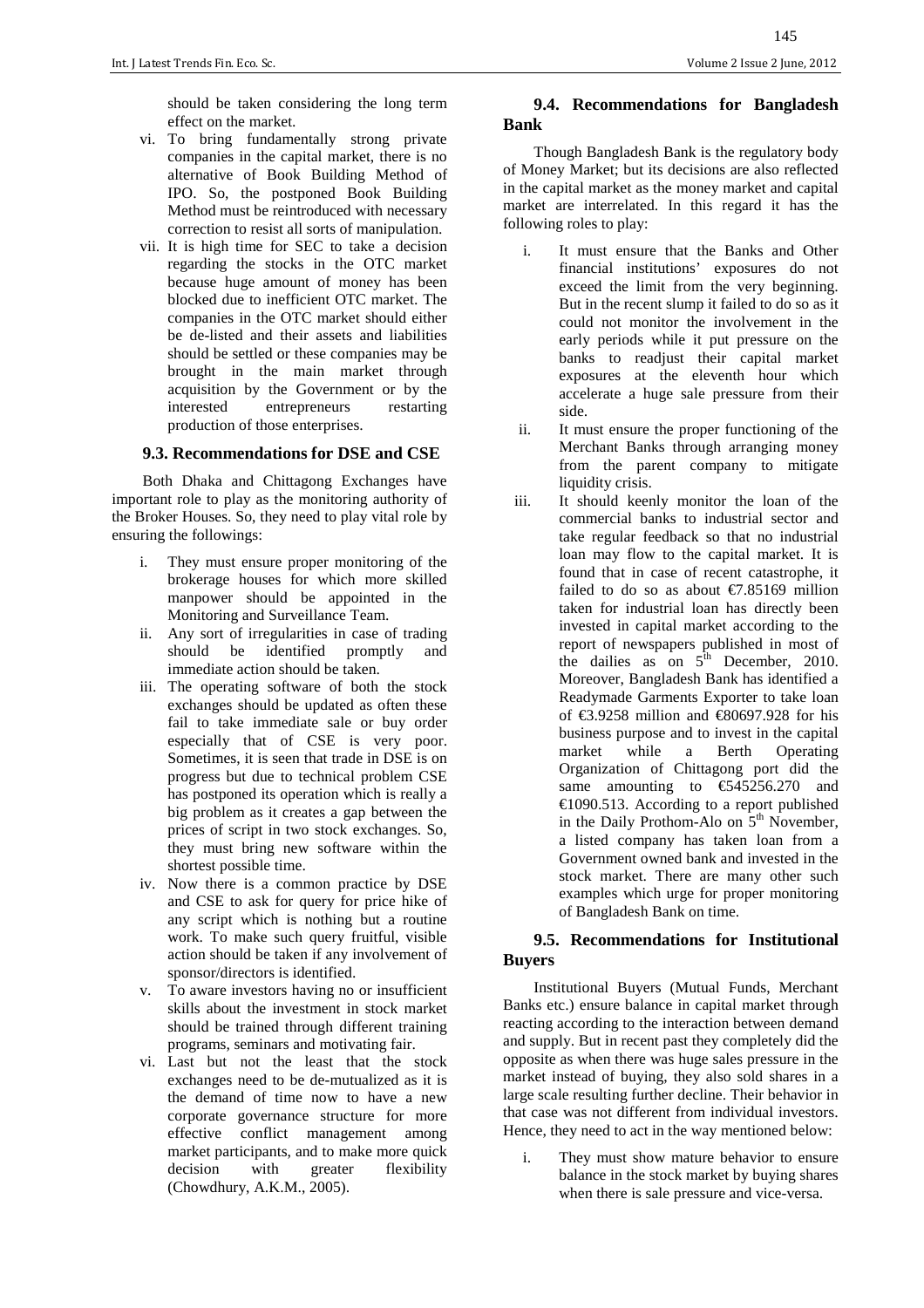should be taken considering the long term effect on the market.

vi. To bring fundamentally strong private companies in the capital market, there is no alternative of Book Building Method of IPO. So, the postponed Book Building Method must be reintroduced with necessary correction to resist all sorts of manipulation.

vii. It is high time for SEC to take a decision regarding the stocks in the OTC market because huge amount of money has been blocked due to inefficient OTC market. The companies in the OTC market should either be de-listed and their assets and liabilities should be settled or these companies may be brought in the main market through acquisition by the Government or by the interested entrepreneurs restarting production of those enterprises.

### 9.3. Recommendations for DSE and CSE

Both Dhaka and Chittagong Exchanges have important role to play as the monitoring authority of the Broker Houses. So, they need to play vital role by ensuring the followings:

i. They must ensure proper monitoring of the brokerage houses for which more skilled manpower should be appointed in the Monitoring and Surveillance Team.

ii. Any sort of irregularities in case of trading should be identified promptly and immediate action should be taken.

iii. The operating software of both the stock exchanges should be updated as often these fail to take immediate sale or buy order especially that of CSE is very poor. Sometimes, it is seen that trade in DSE is on progress but due to technical problem CSE has postponed its operation which is really a big problem as it creates a gap between the prices of script in two stock exchanges. So, they must bring new software within the shortest possible time.

iv. Now there is a common practice by DSE and CSE to ask for query for price hike of any script which is nothing but a routine work. To make such query fruitful, visible action should be taken if any involvement of sponsor/directors is identified.

v. To aware investors having no or insufficient skills about the investment in stock market should be trained through different training programs, seminars and motivating fair.

vi. Last but not the least that the stock exchanges need to be de-mutualized as it is the demand of time now to have a new corporate governance structure for more effective conflict management among market participants, and to make more quick decision with greater flexibility (Chowdhury, A.K.M., 2005).

### 9.4. Recommendations for Bangladesh Bank

Though Bangladesh Bank is the regulatory body of Money Market; but its decisions are also reflected in the capital market as the money market and capital market are interrelated. In this regard it has the following roles to play:

i. It must ensure that the Banks and Other financial institutions' exposures do not exceed the limit from the very beginning. But in the recent slump it failed to do so as it could not monitor the involvement in the early periods while it put pressure on the banks to readjust their capital market exposures at the eleventh hour which accelerate a huge sale pressure from their side.

ii. It must ensure the proper functioning of the Merchant Banks through arranging money from the parent company to mitigate liquidity crisis.

iii. It should keenly monitor the loan of the commercial banks to industrial sector and take regular feedback so that no industrial loan may flow to the capital market. It is found that in case of recent catastrophe, it failed to do so as about €7.85169 million taken for industrial loan has directly been invested in capital market according to the report of newspapers published in most of the dailies as on 5th December, 2010. Moreover, Bangladesh Bank has identified a Readymade Garments Exporter to take loan of €3.9258 million and €80697.928 for his business purpose and to invest in the capital market while a Berth Operating Organization of Chittagong port did the same amounting to €545256.270 and €1090.513. According to a report published in the Daily Prothom-Alo on 5th November, a listed company has taken loan from a Government owned bank and invested in the stock market. There are many other such examples which urge for proper monitoring of Bangladesh Bank on time.

### 9.5. Recommendations for Institutional Buyers

Institutional Buyers (Mutual Funds, Merchant Banks etc.) ensure balance in capital market through reacting according to the interaction between demand and supply. But in recent past they completely did the opposite as when there was huge sales pressure in the market instead of buying, they also sold shares in a large scale resulting further decline. Their behavior in that case was not different from individual investors. Hence, they need to act in the way mentioned below:

i. They must show mature behavior to ensure balance in the stock market by buying shares when there is sale pressure and vice-versa.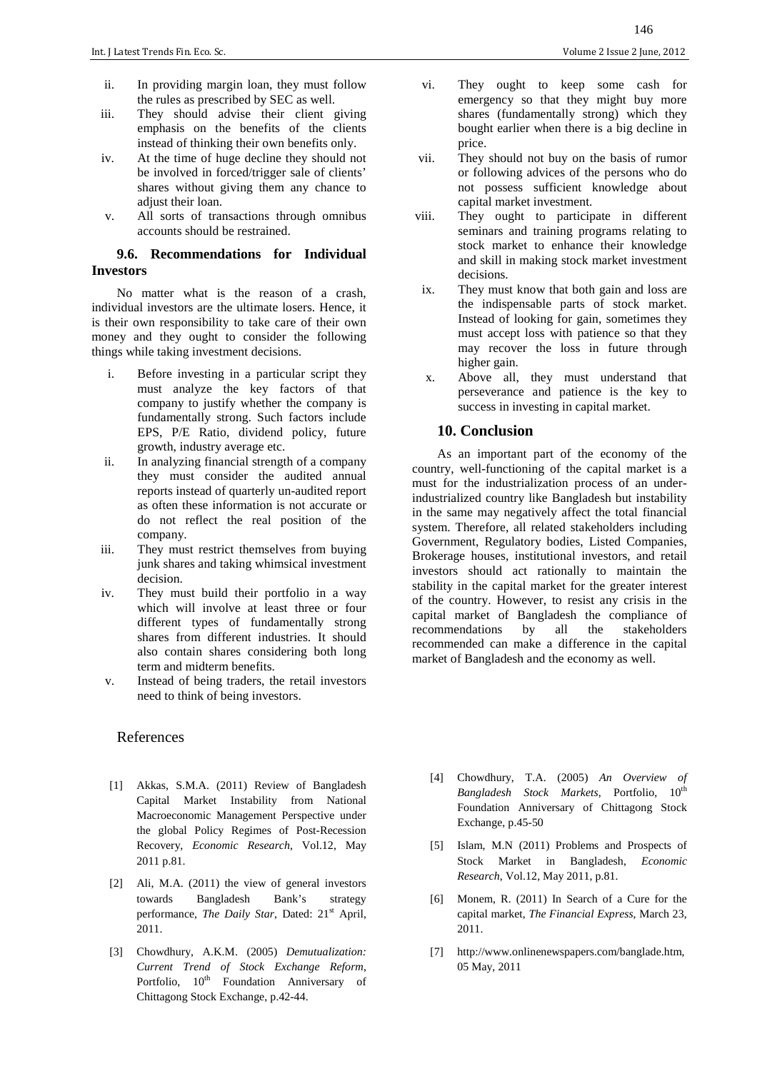ii. In providing margin loan, they must follow the rules as prescribed by SEC as well.
iii. They should advise their client giving emphasis on the benefits of the clients instead of thinking their own benefits only.
iv. At the time of huge decline they should not be involved in forced/trigger sale of clients' shares without giving them any chance to adjust their loan.
v. All sorts of transactions through omnibus accounts should be restrained.

### 9.6. Recommendations for Individual Investors

No matter what is the reason of a crash, individual investors are the ultimate losers. Hence, it is their own responsibility to take care of their own money and they ought to consider the following things while taking investment decisions.

i. Before investing in a particular script they must analyze the key factors of that company to justify whether the company is fundamentally strong. Such factors include EPS, P/E Ratio, dividend policy, future growth, industry average etc.
ii. In analyzing financial strength of a company they must consider the audited annual reports instead of quarterly un-audited report as often these information is not accurate or do not reflect the real position of the company.
iii. They must restrict themselves from buying junk shares and taking whimsical investment decision.
iv. They must build their portfolio in a way which will involve at least three or four different types of fundamentally strong shares from different industries. It should also contain shares considering both long term and midterm benefits.
v. Instead of being traders, the retail investors need to think of being investors.
vi. They ought to keep some cash for emergency so that they might buy more shares (fundamentally strong) which they bought earlier when there is a big decline in price.
vii. They should not buy on the basis of rumor or following advices of the persons who do not possess sufficient knowledge about capital market investment.
viii. They ought to participate in different seminars and training programs relating to stock market to enhance their knowledge and skill in making stock market investment decisions.
ix. They must know that both gain and loss are the indispensable parts of stock market. Instead of looking for gain, sometimes they must accept loss with patience so that they may recover the loss in future through higher gain.
x. Above all, they must understand that perseverance and patience is the key to success in investing in capital market.

## 10. Conclusion

As an important part of the economy of the country, well-functioning of the capital market is a must for the industrialization process of an under-industrialized country like Bangladesh but instability in the same may negatively affect the total financial system. Therefore, all related stakeholders including Government, Regulatory bodies, Listed Companies, Brokerage houses, institutional investors, and retail investors should act rationally to maintain the stability in the capital market for the greater interest of the country. However, to resist any crisis in the capital market of Bangladesh the compliance of recommendations by all the stakeholders recommended can make a difference in the capital market of Bangladesh and the economy as well.

## References

[1] Akkas, S.M.A. (2011) Review of Bangladesh Capital Market Instability from National Macroeconomic Management Perspective under the global Policy Regimes of Post-Recession Recovery, *Economic Research*, Vol.12, May 2011 p.81.

[2] Ali, M.A. (2011) the view of general investors towards Bangladesh Bank's strategy performance, *The Daily Star*, Dated: 21st April, 2011.

[3] Chowdhury, A.K.M. (2005) *Demutualization: Current Trend of Stock Exchange Reform*, Portfolio, 10th Foundation Anniversary of Chittagong Stock Exchange, p.42-44.

[4] Chowdhury, T.A. (2005) *An Overview of Bangladesh Stock Markets*, Portfolio, 10th Foundation Anniversary of Chittagong Stock Exchange, p.45-50

[5] Islam, M.N (2011) Problems and Prospects of Stock Market in Bangladesh, *Economic Research*, Vol.12, May 2011, p.81.

[6] Monem, R. (2011) In Search of a Cure for the capital market, *The Financial Express*, March 23, 2011.

[7] http://www.onlinenewspapers.com/banglade.htm, 05 May, 2011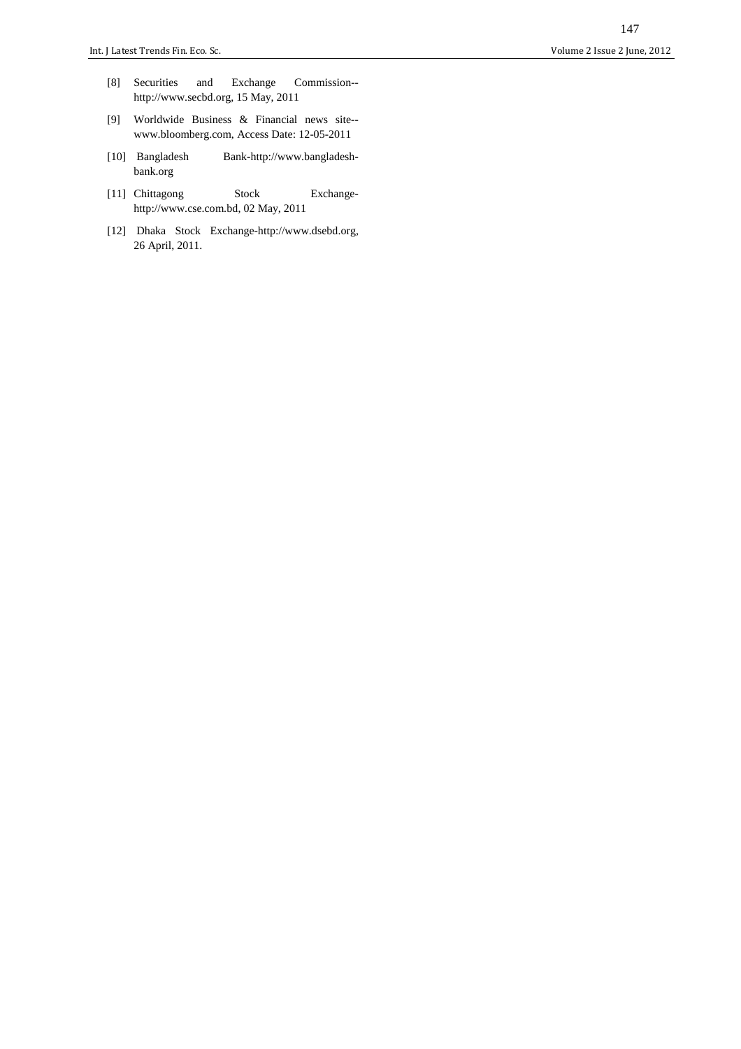[8] Securities and Exchange Commission--http://www.secbd.org, 15 May, 2011

[9] Worldwide Business & Financial news site--www.bloomberg.com, Access Date: 12-05-2011

[10] Bangladesh Bank-http://www.bangladesh-bank.org

[11] Chittagong Stock Exchange-http://www.cse.com.bd, 02 May, 2011

[12] Dhaka Stock Exchange-http://www.dsebd.org, 26 April, 2011.